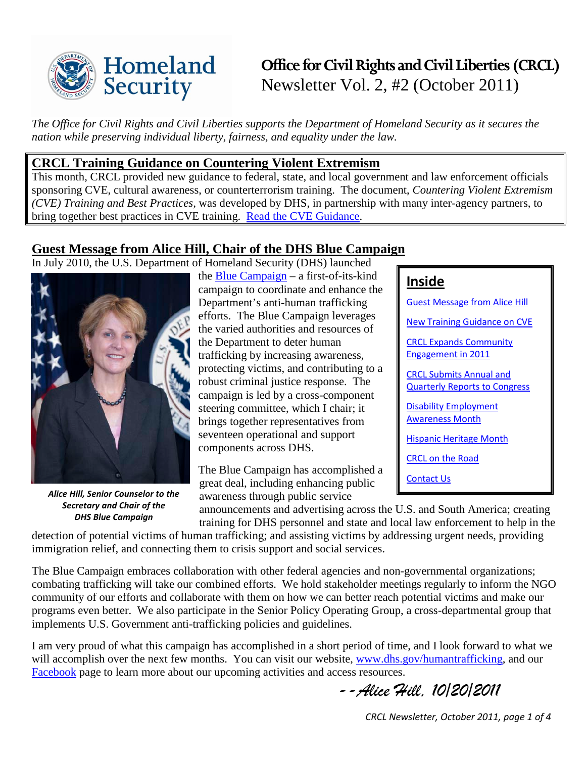# Office for Civil Rights and Civil Liberties (CRCL)
Newsletter Vol. 2, #2 (October 2011)

*The Office for Civil Rights and Civil Liberties supports the Department of Homeland Security as it secures the nation while preserving individual liberty, fairness, and equality under the law.*

## CRCL Training Guidance on Countering Violent Extremism

This month, CRCL provided new guidance to federal, state, and local government and law enforcement officials sponsoring CVE, cultural awareness, or counterterrorism training. The document, *Countering Violent Extremism (CVE) Training and Best Practices*, was developed by DHS, in partnership with many inter-agency partners, to bring together best practices in CVE training. Read the CVE Guidance.

**Inside**

- Guest Message from Alice Hill
- New Training Guidance on CVE
- CRCL Expands Community Engagement in 2011
- CRCL Submits Annual and Quarterly Reports to Congress
- Disability Employment Awareness Month
- Hispanic Heritage Month
- CRCL on the Road
- Contact Us

## Guest Message from Alice Hill, Chair of the DHS Blue Campaign

In July 2010, the U.S. Department of Homeland Security (DHS) launched the Blue Campaign – a first-of-its-kind campaign to coordinate and enhance the Department's anti-human trafficking efforts. The Blue Campaign leverages the varied authorities and resources of the Department to deter human trafficking by increasing awareness, protecting victims, and contributing to a robust criminal justice response. The campaign is led by a cross-component steering committee, which I chair; it brings together representatives from seventeen operational and support components across DHS.

***Alice Hill, Senior Counselor to the Secretary and Chair of the DHS Blue Campaign***

The Blue Campaign has accomplished a great deal, including enhancing public awareness through public service announcements and advertising across the U.S. and South America; creating training for DHS personnel and state and local law enforcement to help in the detection of potential victims of human trafficking; and assisting victims by addressing urgent needs, providing immigration relief, and connecting them to crisis support and social services.

The Blue Campaign embraces collaboration with other federal agencies and non-governmental organizations; combating trafficking will take our combined efforts. We hold stakeholder meetings regularly to inform the NGO community of our efforts and collaborate with them on how we can better reach potential victims and make our programs even better. We also participate in the Senior Policy Operating Group, a cross-departmental group that implements U.S. Government anti-trafficking policies and guidelines.

I am very proud of what this campaign has accomplished in a short period of time, and I look forward to what we will accomplish over the next few months. You can visit our website, www.dhs.gov/humantrafficking, and our Facebook page to learn more about our upcoming activities and access resources.

*--Alice Hill, 10/20/2011*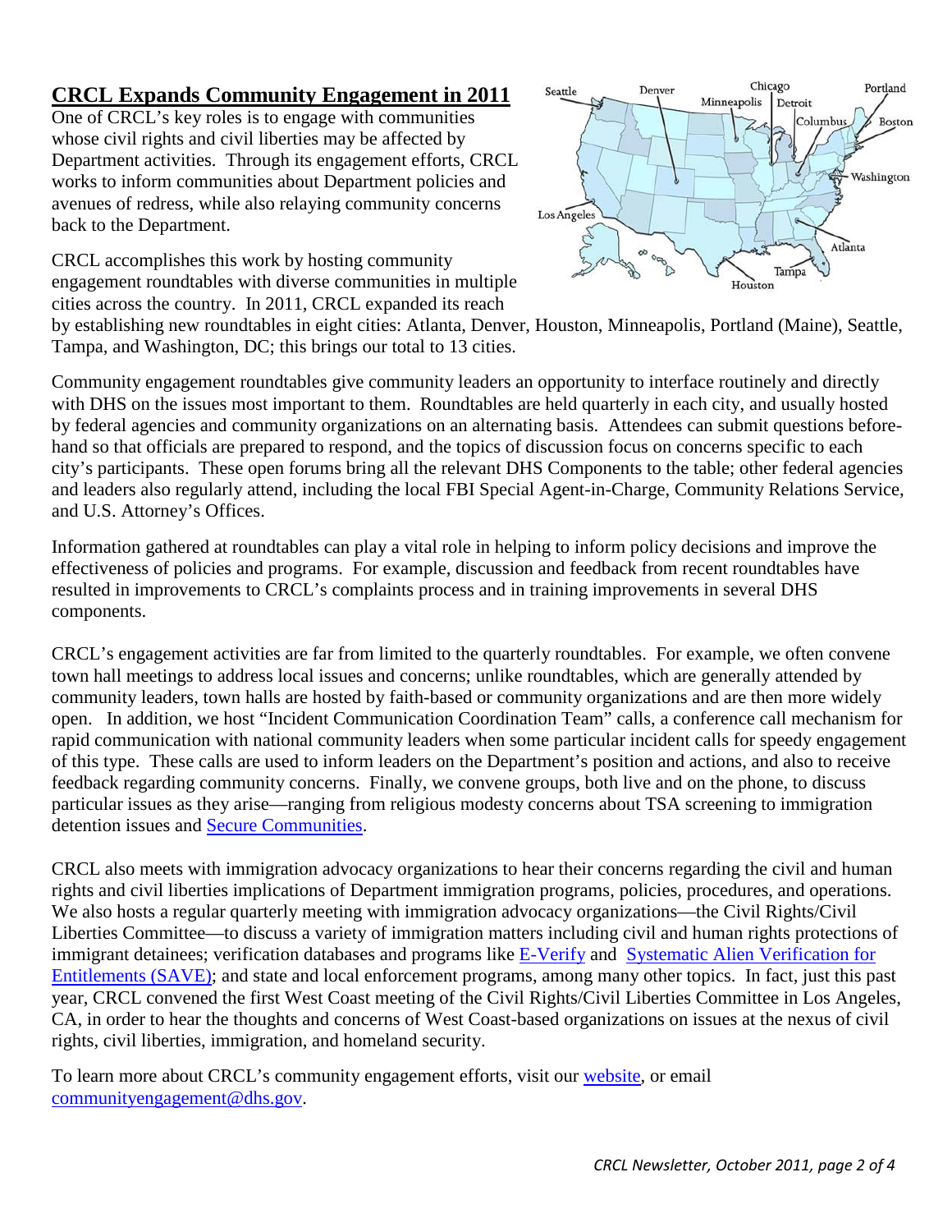## CRCL Expands Community Engagement in 2011

One of CRCL's key roles is to engage with communities whose civil rights and civil liberties may be affected by Department activities. Through its engagement efforts, CRCL works to inform communities about Department policies and avenues of redress, while also relaying community concerns back to the Department.

CRCL accomplishes this work by hosting community engagement roundtables with diverse communities in multiple cities across the country. In 2011, CRCL expanded its reach by establishing new roundtables in eight cities: Atlanta, Denver, Houston, Minneapolis, Portland (Maine), Seattle, Tampa, and Washington, DC; this brings our total to 13 cities.

Community engagement roundtables give community leaders an opportunity to interface routinely and directly with DHS on the issues most important to them. Roundtables are held quarterly in each city, and usually hosted by federal agencies and community organizations on an alternating basis. Attendees can submit questions beforehand so that officials are prepared to respond, and the topics of discussion focus on concerns specific to each city's participants. These open forums bring all the relevant DHS Components to the table; other federal agencies and leaders also regularly attend, including the local FBI Special Agent-in-Charge, Community Relations Service, and U.S. Attorney's Offices.

Information gathered at roundtables can play a vital role in helping to inform policy decisions and improve the effectiveness of policies and programs. For example, discussion and feedback from recent roundtables have resulted in improvements to CRCL's complaints process and in training improvements in several DHS components.

CRCL's engagement activities are far from limited to the quarterly roundtables. For example, we often convene town hall meetings to address local issues and concerns; unlike roundtables, which are generally attended by community leaders, town halls are hosted by faith-based or community organizations and are then more widely open. In addition, we host "Incident Communication Coordination Team" calls, a conference call mechanism for rapid communication with national community leaders when some particular incident calls for speedy engagement of this type. These calls are used to inform leaders on the Department's position and actions, and also to receive feedback regarding community concerns. Finally, we convene groups, both live and on the phone, to discuss particular issues as they arise—ranging from religious modesty concerns about TSA screening to immigration detention issues and Secure Communities.

CRCL also meets with immigration advocacy organizations to hear their concerns regarding the civil and human rights and civil liberties implications of Department immigration programs, policies, procedures, and operations. We also hosts a regular quarterly meeting with immigration advocacy organizations—the Civil Rights/Civil Liberties Committee—to discuss a variety of immigration matters including civil and human rights protections of immigrant detainees; verification databases and programs like E-Verify and Systematic Alien Verification for Entitlements (SAVE); and state and local enforcement programs, among many other topics. In fact, just this past year, CRCL convened the first West Coast meeting of the Civil Rights/Civil Liberties Committee in Los Angeles, CA, in order to hear the thoughts and concerns of West Coast-based organizations on issues at the nexus of civil rights, civil liberties, immigration, and homeland security.

To learn more about CRCL's community engagement efforts, visit our website, or email communityengagement@dhs.gov.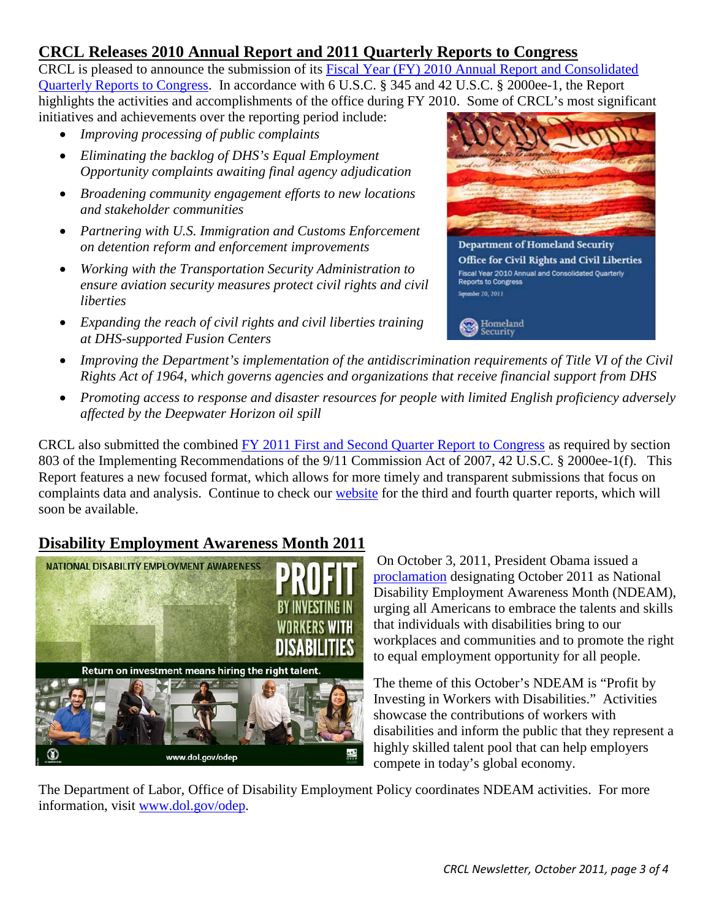## CRCL Releases 2010 Annual Report and 2011 Quarterly Reports to Congress

CRCL is pleased to announce the submission of its Fiscal Year (FY) 2010 Annual Report and Consolidated Quarterly Reports to Congress. In accordance with 6 U.S.C. § 345 and 42 U.S.C. § 2000ee-1, the Report highlights the activities and accomplishments of the office during FY 2010. Some of CRCL's most significant initiatives and achievements over the reporting period include:

- *Improving processing of public complaints*
- *Eliminating the backlog of DHS's Equal Employment Opportunity complaints awaiting final agency adjudication*
- *Broadening community engagement efforts to new locations and stakeholder communities*
- *Partnering with U.S. Immigration and Customs Enforcement on detention reform and enforcement improvements*
- *Working with the Transportation Security Administration to ensure aviation security measures protect civil rights and civil liberties*
- *Expanding the reach of civil rights and civil liberties training at DHS-supported Fusion Centers*
- *Improving the Department's implementation of the antidiscrimination requirements of Title VI of the Civil Rights Act of 1964, which governs agencies and organizations that receive financial support from DHS*
- *Promoting access to response and disaster resources for people with limited English proficiency adversely affected by the Deepwater Horizon oil spill*

CRCL also submitted the combined FY 2011 First and Second Quarter Report to Congress as required by section 803 of the Implementing Recommendations of the 9/11 Commission Act of 2007, 42 U.S.C. § 2000ee-1(f). This Report features a new focused format, which allows for more timely and transparent submissions that focus on complaints data and analysis. Continue to check our website for the third and fourth quarter reports, which will soon be available.

## Disability Employment Awareness Month 2011

On October 3, 2011, President Obama issued a proclamation designating October 2011 as National Disability Employment Awareness Month (NDEAM), urging all Americans to embrace the talents and skills that individuals with disabilities bring to our workplaces and communities and to promote the right to equal employment opportunity for all people.

The theme of this October's NDEAM is "Profit by Investing in Workers with Disabilities." Activities showcase the contributions of workers with disabilities and inform the public that they represent a highly skilled talent pool that can help employers compete in today's global economy.

The Department of Labor, Office of Disability Employment Policy coordinates NDEAM activities. For more information, visit www.dol.gov/odep.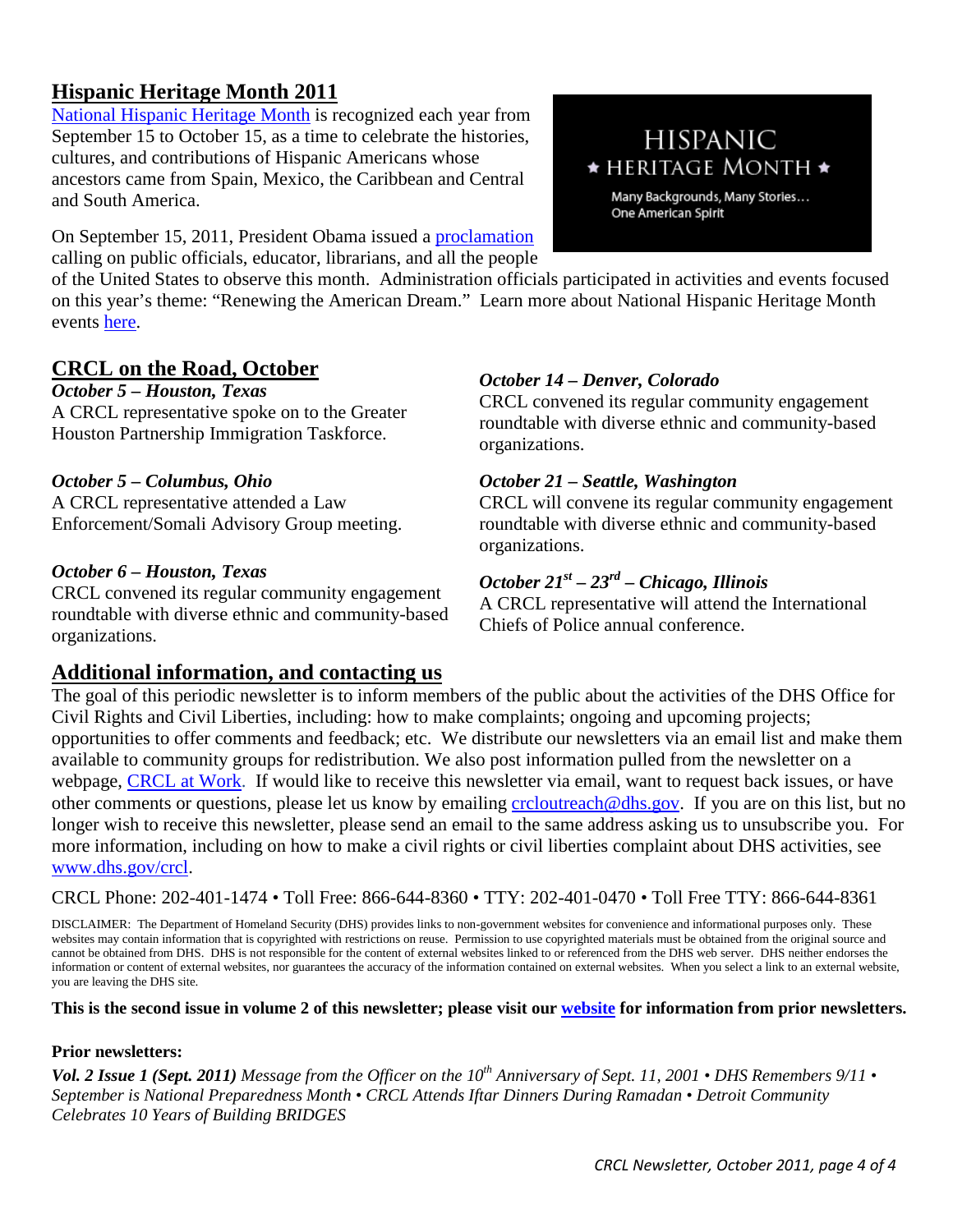## Hispanic Heritage Month 2011

National Hispanic Heritage Month is recognized each year from September 15 to October 15, as a time to celebrate the histories, cultures, and contributions of Hispanic Americans whose ancestors came from Spain, Mexico, the Caribbean and Central and South America.

HISPANIC
★ HERITAGE MONTH ★
Many Backgrounds, Many Stories…
One American Spirit

On September 15, 2011, President Obama issued a proclamation calling on public officials, educator, librarians, and all the people of the United States to observe this month. Administration officials participated in activities and events focused on this year's theme: "Renewing the American Dream." Learn more about National Hispanic Heritage Month events here.

## CRCL on the Road, October

***October 5 – Houston, Texas***
A CRCL representative spoke on to the Greater Houston Partnership Immigration Taskforce.

***October 5 – Columbus, Ohio***
A CRCL representative attended a Law Enforcement/Somali Advisory Group meeting.

***October 6 – Houston, Texas***
CRCL convened its regular community engagement roundtable with diverse ethnic and community-based organizations.

***October 14 – Denver, Colorado***
CRCL convened its regular community engagement roundtable with diverse ethnic and community-based organizations.

***October 21 – Seattle, Washington***
CRCL will convene its regular community engagement roundtable with diverse ethnic and community-based organizations.

***October 21st – 23rd – Chicago, Illinois***
A CRCL representative will attend the International Chiefs of Police annual conference.

## Additional information, and contacting us

The goal of this periodic newsletter is to inform members of the public about the activities of the DHS Office for Civil Rights and Civil Liberties, including: how to make complaints; ongoing and upcoming projects; opportunities to offer comments and feedback; etc. We distribute our newsletters via an email list and make them available to community groups for redistribution. We also post information pulled from the newsletter on a webpage, CRCL at Work. If would like to receive this newsletter via email, want to request back issues, or have other comments or questions, please let us know by emailing crcloutreach@dhs.gov. If you are on this list, but no longer wish to receive this newsletter, please send an email to the same address asking us to unsubscribe you. For more information, including on how to make a civil rights or civil liberties complaint about DHS activities, see www.dhs.gov/crcl.

CRCL Phone: 202-401-1474 • Toll Free: 866-644-8360 • TTY: 202-401-0470 • Toll Free TTY: 866-644-8361

DISCLAIMER: The Department of Homeland Security (DHS) provides links to non-government websites for convenience and informational purposes only. These websites may contain information that is copyrighted with restrictions on reuse. Permission to use copyrighted materials must be obtained from the original source and cannot be obtained from DHS. DHS is not responsible for the content of external websites linked to or referenced from the DHS web server. DHS neither endorses the information or content of external websites, nor guarantees the accuracy of the information contained on external websites. When you select a link to an external website, you are leaving the DHS site.

**This is the second issue in volume 2 of this newsletter; please visit our website for information from prior newsletters.**

**Prior newsletters:**

***Vol. 2 Issue 1 (Sept. 2011)*** *Message from the Officer on the 10th Anniversary of Sept. 11, 2001 • DHS Remembers 9/11 • September is National Preparedness Month • CRCL Attends Iftar Dinners During Ramadan • Detroit Community Celebrates 10 Years of Building BRIDGES*